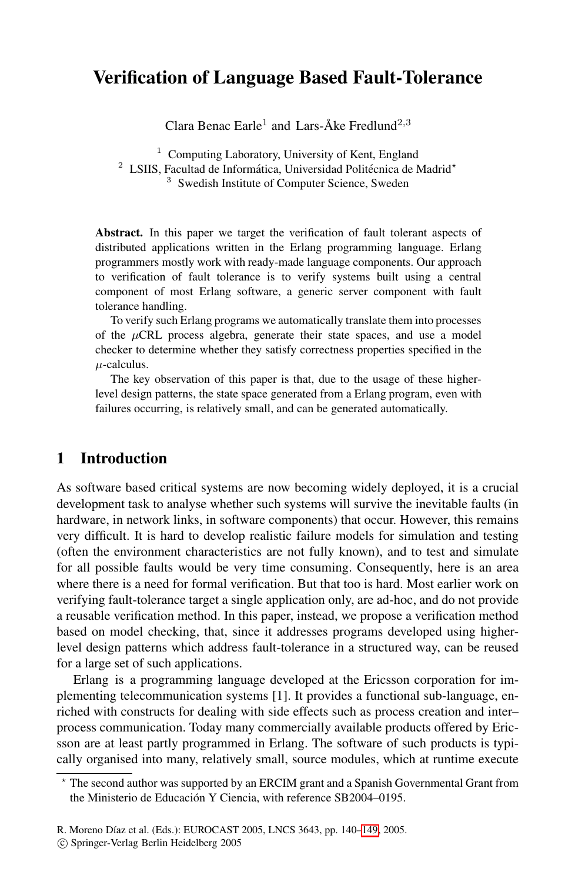# Verification of Language Based Fault-Tolerance

Clara Benac Earle[1] and Lars-Åke Fredlund[2,3]

[1] Computing Laboratory, University of Kent, England
[2] LSIIS, Facultad de Informática, Universidad Politécnica de Madrid*
[3] Swedish Institute of Computer Science, Sweden

**Abstract.** In this paper we target the verification of fault tolerant aspects of distributed applications written in the Erlang programming language. Erlang programmers mostly work with ready-made language components. Our approach to verification of fault tolerance is to verify systems built using a central component of most Erlang software, a generic server component with fault tolerance handling.

To verify such Erlang programs we automatically translate them into processes of the $\mu$CRL process algebra, generate their state spaces, and use a model checker to determine whether they satisfy correctness properties specified in the $\mu$-calculus.

The key observation of this paper is that, due to the usage of these higher-level design patterns, the state space generated from a Erlang program, even with failures occurring, is relatively small, and can be generated automatically.

## 1 Introduction

As software based critical systems are now becoming widely deployed, it is a crucial development task to analyse whether such systems will survive the inevitable faults (in hardware, in network links, in software components) that occur. However, this remains very difficult. It is hard to develop realistic failure models for simulation and testing (often the environment characteristics are not fully known), and to test and simulate for all possible faults would be very time consuming. Consequently, here is an area where there is a need for formal verification. But that too is hard. Most earlier work on verifying fault-tolerance target a single application only, are ad-hoc, and do not provide a reusable verification method. In this paper, instead, we propose a verification method based on model checking, that, since it addresses programs developed using higher-level design patterns which address fault-tolerance in a structured way, can be reused for a large set of such applications.

Erlang is a programming language developed at the Ericsson corporation for implementing telecommunication systems [1]. It provides a functional sub-language, enriched with constructs for dealing with side effects such as process creation and inter–process communication. Today many commercially available products offered by Ericsson are at least partly programmed in Erlang. The software of such products is typically organised into many, relatively small, source modules, which at runtime execute

* The second author was supported by an ERCIM grant and a Spanish Governmental Grant from the Ministerio de Educación Y Ciencia, with reference SB2004–0195.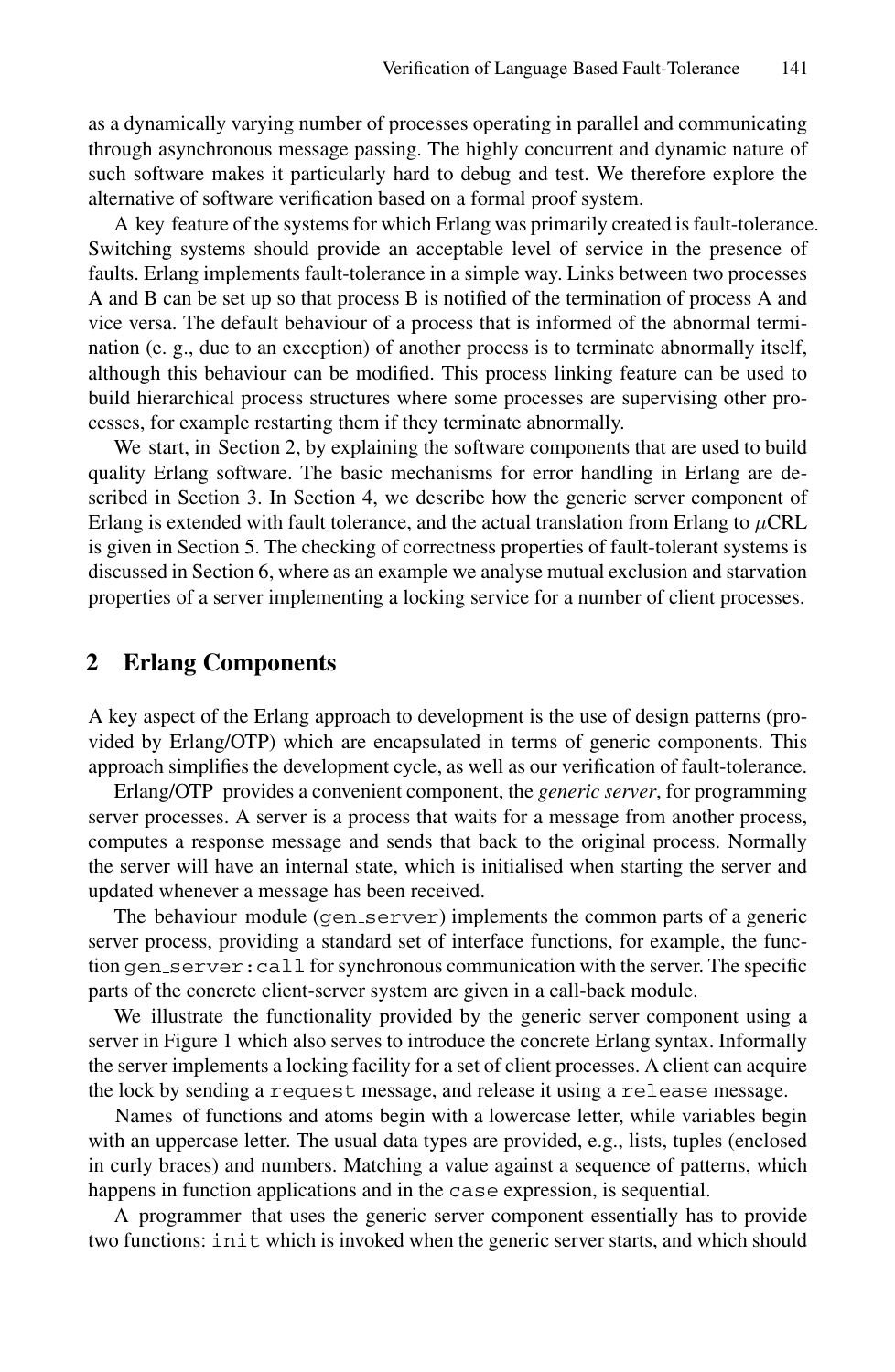as a dynamically varying number of processes operating in parallel and communicating through asynchronous message passing. The highly concurrent and dynamic nature of such software makes it particularly hard to debug and test. We therefore explore the alternative of software verification based on a formal proof system.

A key feature of the systems for which Erlang was primarily created is fault-tolerance. Switching systems should provide an acceptable level of service in the presence of faults. Erlang implements fault-tolerance in a simple way. Links between two processes A and B can be set up so that process B is notified of the termination of process A and vice versa. The default behaviour of a process that is informed of the abnormal termination (e. g., due to an exception) of another process is to terminate abnormally itself, although this behaviour can be modified. This process linking feature can be used to build hierarchical process structures where some processes are supervising other processes, for example restarting them if they terminate abnormally.

We start, in Section 2, by explaining the software components that are used to build quality Erlang software. The basic mechanisms for error handling in Erlang are described in Section 3. In Section 4, we describe how the generic server component of Erlang is extended with fault tolerance, and the actual translation from Erlang to $\mu$CRL is given in Section 5. The checking of correctness properties of fault-tolerant systems is discussed in Section 6, where as an example we analyse mutual exclusion and starvation properties of a server implementing a locking service for a number of client processes.

## 2 Erlang Components

A key aspect of the Erlang approach to development is the use of design patterns (provided by Erlang/OTP) which are encapsulated in terms of generic components. This approach simplifies the development cycle, as well as our verification of fault-tolerance.

Erlang/OTP provides a convenient component, the *generic server*, for programming server processes. A server is a process that waits for a message from another process, computes a response message and sends that back to the original process. Normally the server will have an internal state, which is initialised when starting the server and updated whenever a message has been received.

The behaviour module (`gen_server`) implements the common parts of a generic server process, providing a standard set of interface functions, for example, the function `gen_server:call` for synchronous communication with the server. The specific parts of the concrete client-server system are given in a call-back module.

We illustrate the functionality provided by the generic server component using a server in Figure 1 which also serves to introduce the concrete Erlang syntax. Informally the server implements a locking facility for a set of client processes. A client can acquire the lock by sending a `request` message, and release it using a `release` message.

Names of functions and atoms begin with a lowercase letter, while variables begin with an uppercase letter. The usual data types are provided, e.g., lists, tuples (enclosed in curly braces) and numbers. Matching a value against a sequence of patterns, which happens in function applications and in the `case` expression, is sequential.

A programmer that uses the generic server component essentially has to provide two functions: `init` which is invoked when the generic server starts, and which should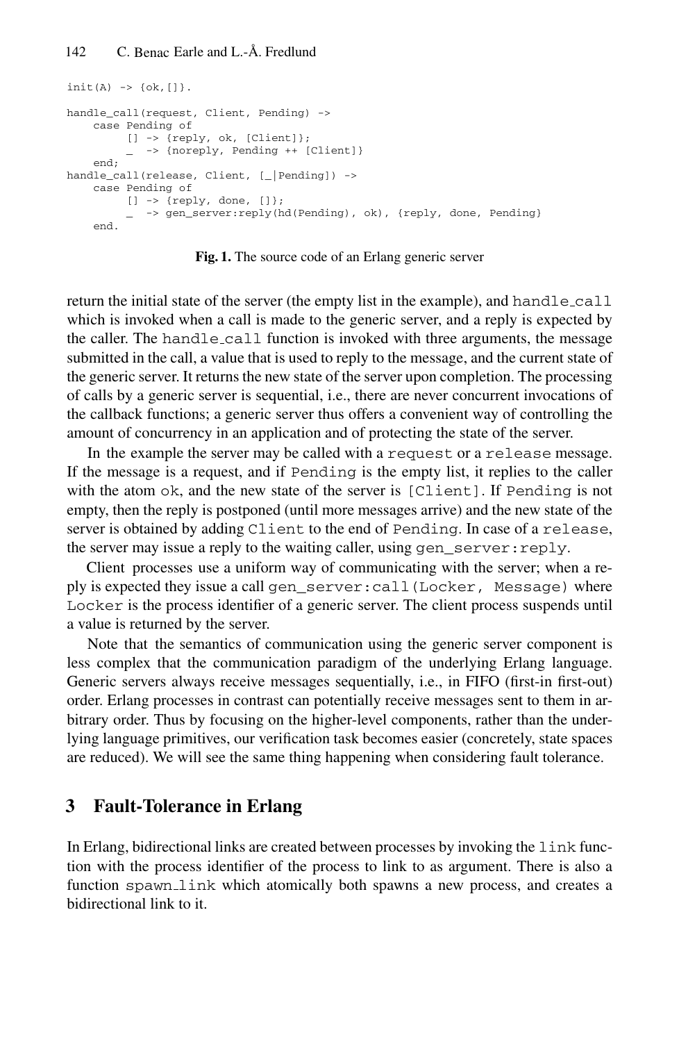```
init(A) -> {ok,[]}.

handle_call(request, Client, Pending) ->
    case Pending of
         [] -> {reply, ok, [Client]};
         _  -> {noreply, Pending ++ [Client]}
    end;
handle_call(release, Client, [_|Pending]) ->
    case Pending of
         [] -> {reply, done, []};
         _  -> gen_server:reply(hd(Pending), ok), {reply, done, Pending}
    end.
```

**Fig. 1.** The source code of an Erlang generic server

return the initial state of the server (the empty list in the example), and `handle_call` which is invoked when a call is made to the generic server, and a reply is expected by the caller. The `handle_call` function is invoked with three arguments, the message submitted in the call, a value that is used to reply to the message, and the current state of the generic server. It returns the new state of the server upon completion. The processing of calls by a generic server is sequential, i.e., there are never concurrent invocations of the callback functions; a generic server thus offers a convenient way of controlling the amount of concurrency in an application and of protecting the state of the server.

In the example the server may be called with a `request` or a `release` message. If the message is a request, and if `Pending` is the empty list, it replies to the caller with the atom `ok`, and the new state of the server is `[Client]`. If `Pending` is not empty, then the reply is postponed (until more messages arrive) and the new state of the server is obtained by adding `Client` to the end of `Pending`. In case of a `release`, the server may issue a reply to the waiting caller, using `gen_server:reply`.

Client processes use a uniform way of communicating with the server; when a reply is expected they issue a call `gen_server:call(Locker, Message)` where `Locker` is the process identifier of a generic server. The client process suspends until a value is returned by the server.

Note that the semantics of communication using the generic server component is less complex that the communication paradigm of the underlying Erlang language. Generic servers always receive messages sequentially, i.e., in FIFO (first-in first-out) order. Erlang processes in contrast can potentially receive messages sent to them in arbitrary order. Thus by focusing on the higher-level components, rather than the underlying language primitives, our verification task becomes easier (concretely, state spaces are reduced). We will see the same thing happening when considering fault tolerance.

## 3 Fault-Tolerance in Erlang

In Erlang, bidirectional links are created between processes by invoking the `link` function with the process identifier of the process to link to as argument. There is also a function `spawn_link` which atomically both spawns a new process, and creates a bidirectional link to it.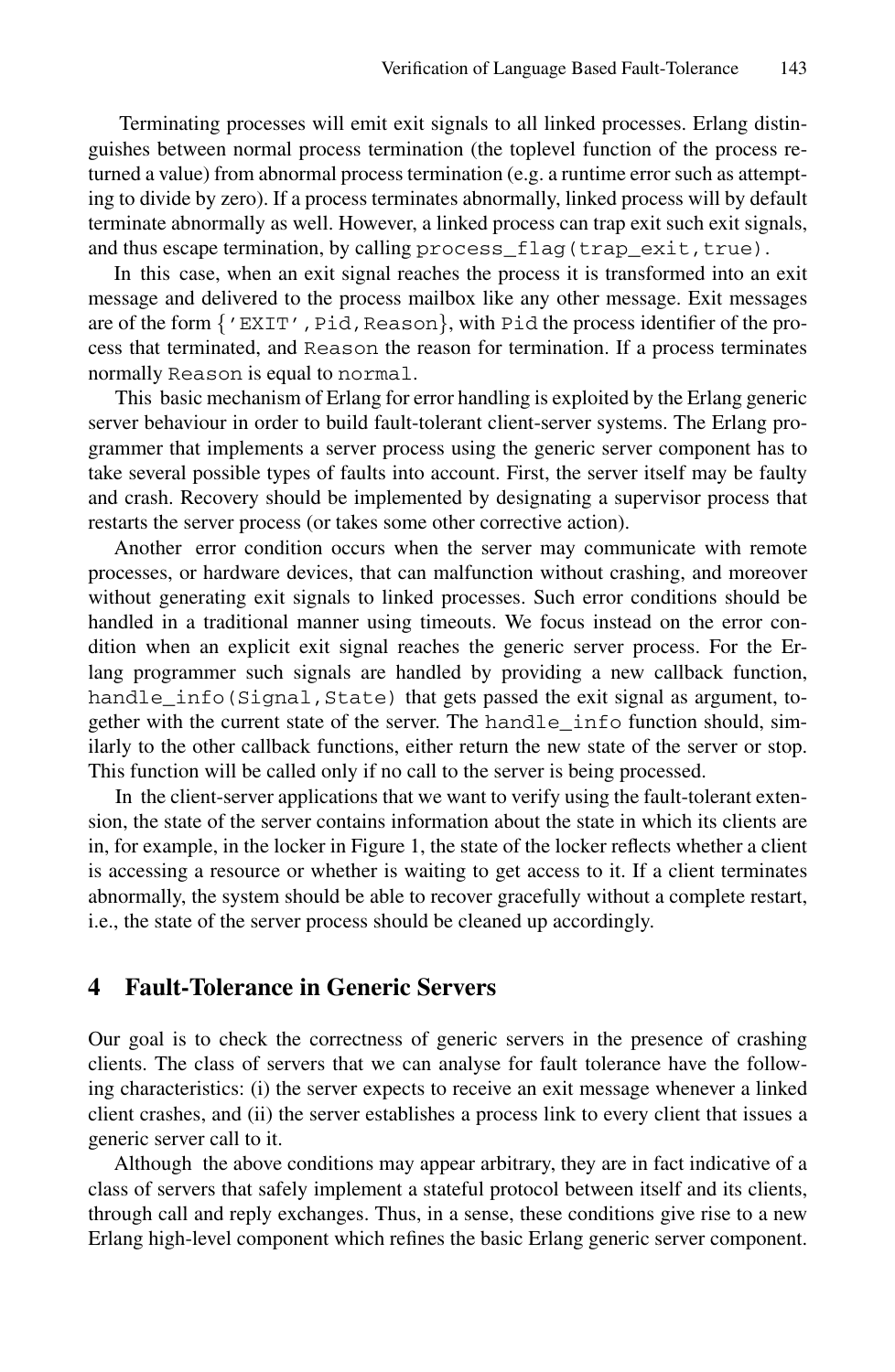Terminating processes will emit exit signals to all linked processes. Erlang distinguishes between normal process termination (the toplevel function of the process returned a value) from abnormal process termination (e.g. a runtime error such as attempting to divide by zero). If a process terminates abnormally, linked process will by default terminate abnormally as well. However, a linked process can trap exit such exit signals, and thus escape termination, by calling `process_flag(trap_exit,true)`.

In this case, when an exit signal reaches the process it is transformed into an exit message and delivered to the process mailbox like any other message. Exit messages are of the form `{'EXIT',Pid,Reason}`, with `Pid` the process identifier of the process that terminated, and `Reason` the reason for termination. If a process terminates normally `Reason` is equal to `normal`.

This basic mechanism of Erlang for error handling is exploited by the Erlang generic server behaviour in order to build fault-tolerant client-server systems. The Erlang programmer that implements a server process using the generic server component has to take several possible types of faults into account. First, the server itself may be faulty and crash. Recovery should be implemented by designating a supervisor process that restarts the server process (or takes some other corrective action).

Another error condition occurs when the server may communicate with remote processes, or hardware devices, that can malfunction without crashing, and moreover without generating exit signals to linked processes. Such error conditions should be handled in a traditional manner using timeouts. We focus instead on the error condition when an explicit exit signal reaches the generic server process. For the Erlang programmer such signals are handled by providing a new callback function, `handle_info(Signal,State)` that gets passed the exit signal as argument, together with the current state of the server. The `handle_info` function should, similarly to the other callback functions, either return the new state of the server or stop. This function will be called only if no call to the server is being processed.

In the client-server applications that we want to verify using the fault-tolerant extension, the state of the server contains information about the state in which its clients are in, for example, in the locker in Figure 1, the state of the locker reflects whether a client is accessing a resource or whether is waiting to get access to it. If a client terminates abnormally, the system should be able to recover gracefully without a complete restart, i.e., the state of the server process should be cleaned up accordingly.

## 4 Fault-Tolerance in Generic Servers

Our goal is to check the correctness of generic servers in the presence of crashing clients. The class of servers that we can analyse for fault tolerance have the following characteristics: (i) the server expects to receive an exit message whenever a linked client crashes, and (ii) the server establishes a process link to every client that issues a generic server call to it.

Although the above conditions may appear arbitrary, they are in fact indicative of a class of servers that safely implement a stateful protocol between itself and its clients, through call and reply exchanges. Thus, in a sense, these conditions give rise to a new Erlang high-level component which refines the basic Erlang generic server component.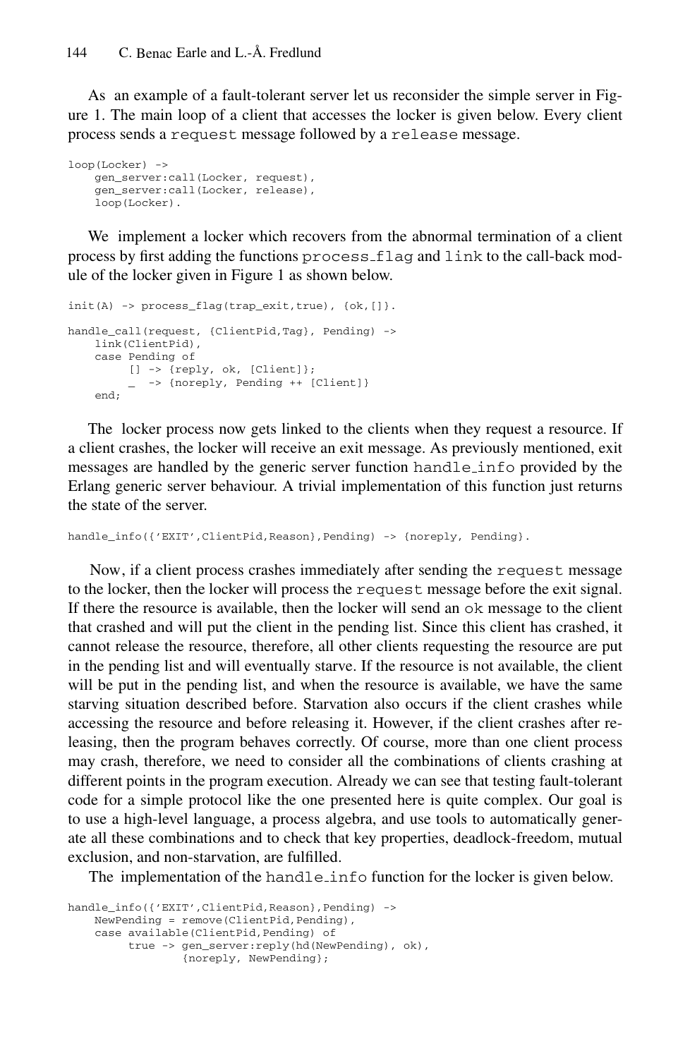As an example of a fault-tolerant server let us reconsider the simple server in Figure 1. The main loop of a client that accesses the locker is given below. Every client process sends a `request` message followed by a `release` message.

```
loop(Locker) ->
    gen_server:call(Locker, request),
    gen_server:call(Locker, release),
    loop(Locker).
```

We implement a locker which recovers from the abnormal termination of a client process by first adding the functions `process_flag` and `link` to the call-back module of the locker given in Figure 1 as shown below.

```
init(A) -> process_flag(trap_exit,true), {ok,[]}.

handle_call(request, {ClientPid,Tag}, Pending) ->
    link(ClientPid),
    case Pending of
         [] -> {reply, ok, [Client]};
         _  -> {noreply, Pending ++ [Client]}
    end;
```

The locker process now gets linked to the clients when they request a resource. If a client crashes, the locker will receive an exit message. As previously mentioned, exit messages are handled by the generic server function `handle_info` provided by the Erlang generic server behaviour. A trivial implementation of this function just returns the state of the server.

```
handle_info({'EXIT',ClientPid,Reason},Pending) -> {noreply, Pending}.
```

Now, if a client process crashes immediately after sending the `request` message to the locker, then the locker will process the `request` message before the exit signal. If there the resource is available, then the locker will send an `ok` message to the client that crashed and will put the client in the pending list. Since this client has crashed, it cannot release the resource, therefore, all other clients requesting the resource are put in the pending list and will eventually starve. If the resource is not available, the client will be put in the pending list, and when the resource is available, we have the same starving situation described before. Starvation also occurs if the client crashes while accessing the resource and before releasing it. However, if the client crashes after releasing, then the program behaves correctly. Of course, more than one client process may crash, therefore, we need to consider all the combinations of clients crashing at different points in the program execution. Already we can see that testing fault-tolerant code for a simple protocol like the one presented here is quite complex. Our goal is to use a high-level language, a process algebra, and use tools to automatically generate all these combinations and to check that key properties, deadlock-freedom, mutual exclusion, and non-starvation, are fulfilled.

The implementation of the `handle_info` function for the locker is given below.

```
handle_info({'EXIT',ClientPid,Reason},Pending) ->
    NewPending = remove(ClientPid,Pending),
    case available(ClientPid,Pending) of
         true -> gen_server:reply(hd(NewPending), ok),
                 {noreply, NewPending};
```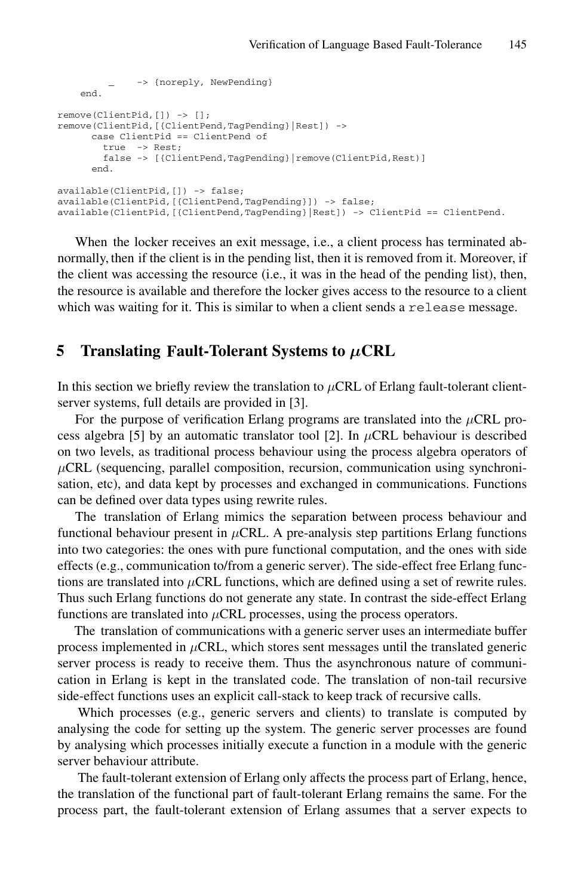```
        _    -> {noreply, NewPending}
    end.

remove(ClientPid,[]) -> [];
remove(ClientPid,[{ClientPend,TagPending}|Rest]) ->
      case ClientPid == ClientPend of
        true  -> Rest;
        false -> [{ClientPend,TagPending}|remove(ClientPid,Rest)]
      end.

available(ClientPid,[]) -> false;
available(ClientPid,[{ClientPend,TagPending}]) -> false;
available(ClientPid,[{ClientPend,TagPending}|Rest]) -> ClientPid == ClientPend.
```

When the locker receives an exit message, i.e., a client process has terminated abnormally, then if the client is in the pending list, then it is removed from it. Moreover, if the client was accessing the resource (i.e., it was in the head of the pending list), then, the resource is available and therefore the locker gives access to the resource to a client which was waiting for it. This is similar to when a client sends a `release` message.

## 5 Translating Fault-Tolerant Systems to $\mu$CRL

In this section we briefly review the translation to $\mu$CRL of Erlang fault-tolerant client-server systems, full details are provided in [3].

For the purpose of verification Erlang programs are translated into the $\mu$CRL process algebra [5] by an automatic translator tool [2]. In $\mu$CRL behaviour is described on two levels, as traditional process behaviour using the process algebra operators of $\mu$CRL (sequencing, parallel composition, recursion, communication using synchronisation, etc), and data kept by processes and exchanged in communications. Functions can be defined over data types using rewrite rules.

The translation of Erlang mimics the separation between process behaviour and functional behaviour present in $\mu$CRL. A pre-analysis step partitions Erlang functions into two categories: the ones with pure functional computation, and the ones with side effects (e.g., communication to/from a generic server). The side-effect free Erlang functions are translated into $\mu$CRL functions, which are defined using a set of rewrite rules. Thus such Erlang functions do not generate any state. In contrast the side-effect Erlang functions are translated into $\mu$CRL processes, using the process operators.

The translation of communications with a generic server uses an intermediate buffer process implemented in $\mu$CRL, which stores sent messages until the translated generic server process is ready to receive them. Thus the asynchronous nature of communication in Erlang is kept in the translated code. The translation of non-tail recursive side-effect functions uses an explicit call-stack to keep track of recursive calls.

Which processes (e.g., generic servers and clients) to translate is computed by analysing the code for setting up the system. The generic server processes are found by analysing which processes initially execute a function in a module with the generic server behaviour attribute.

The fault-tolerant extension of Erlang only affects the process part of Erlang, hence, the translation of the functional part of fault-tolerant Erlang remains the same. For the process part, the fault-tolerant extension of Erlang assumes that a server expects to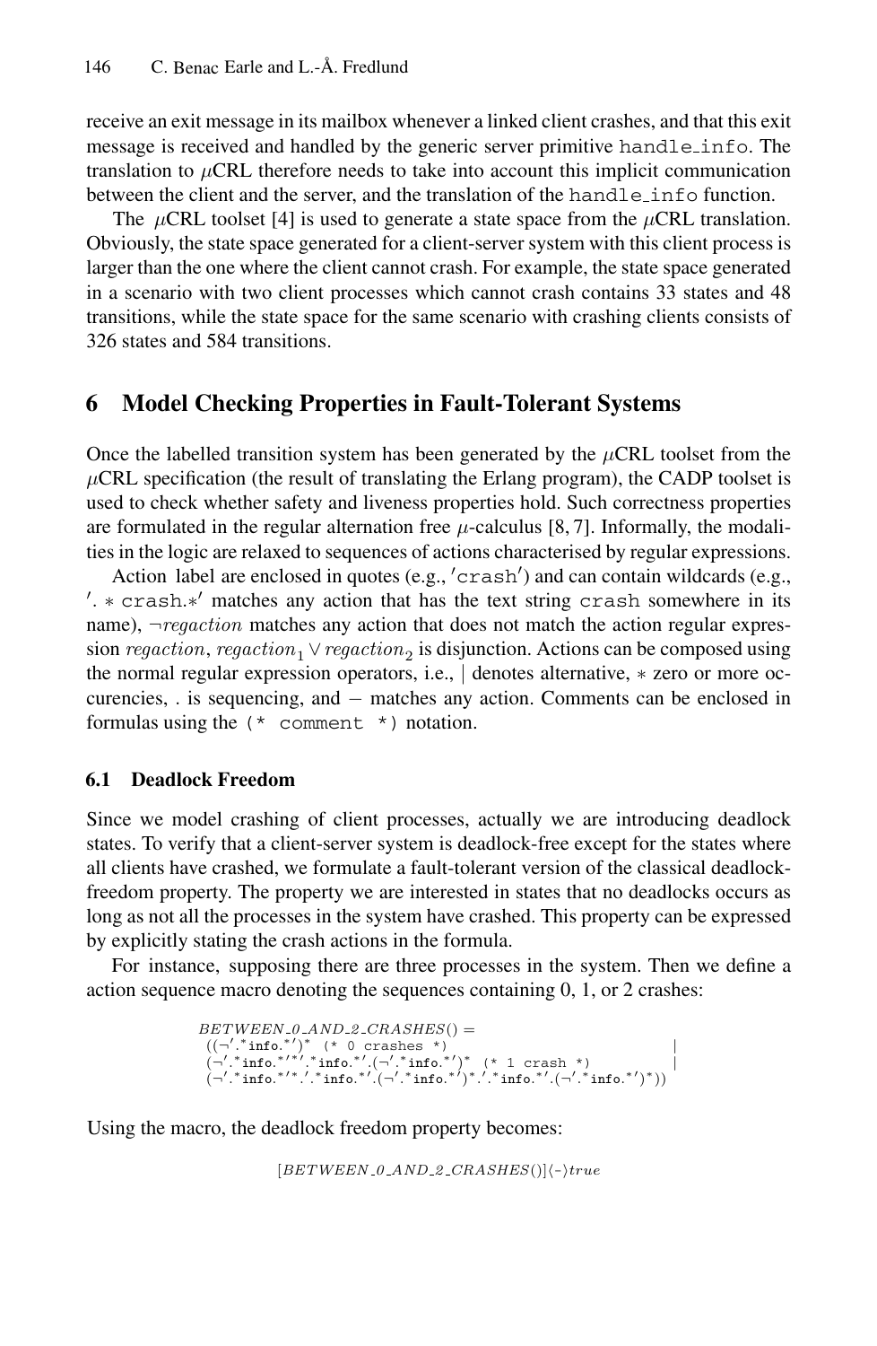receive an exit message in its mailbox whenever a linked client crashes, and that this exit message is received and handled by the generic server primitive `handle_info`. The translation to $\mu$CRL therefore needs to take into account this implicit communication between the client and the server, and the translation of the `handle_info` function.

The $\mu$CRL toolset [4] is used to generate a state space from the $\mu$CRL translation. Obviously, the state space generated for a client-server system with this client process is larger than the one where the client cannot crash. For example, the state space generated in a scenario with two client processes which cannot crash contains 33 states and 48 transitions, while the state space for the same scenario with crashing clients consists of 326 states and 584 transitions.

## 6 Model Checking Properties in Fault-Tolerant Systems

Once the labelled transition system has been generated by the $\mu$CRL toolset from the $\mu$CRL specification (the result of translating the Erlang program), the CADP toolset is used to check whether safety and liveness properties hold. Such correctness properties are formulated in the regular alternation free $\mu$-calculus [8, 7]. Informally, the modalities in the logic are relaxed to sequences of actions characterised by regular expressions.

Action label are enclosed in quotes (e.g., $'\texttt{crash}'$) and can contain wildcards (e.g., $'.*\texttt{crash}.*'$ matches any action that has the text string `crash` somewhere in its name), $\neg regaction$ matches any action that does not match the action regular expression $regaction$, $regaction_1 \vee regaction_2$ is disjunction. Actions can be composed using the normal regular expression operators, i.e., $|$ denotes alternative, $*$ zero or more occurencies, . is sequencing, and $-$ matches any action. Comments can be enclosed in formulas using the `(* comment *)` notation.

### 6.1 Deadlock Freedom

Since we model crashing of client processes, actually we are introducing deadlock states. To verify that a client-server system is deadlock-free except for the states where all clients have crashed, we formulate a fault-tolerant version of the classical deadlock-freedom property. The property we are interested in states that no deadlocks occurs as long as not all the processes in the system have crashed. This property can be expressed by explicitly stating the crash actions in the formula.

For instance, supposing there are three processes in the system. Then we define a action sequence macro denoting the sequences containing 0, 1, or 2 crashes:

```
BETWEEN_0_AND_2_CRASHES() =
 ((¬'.*info.*')*  (* 0 crashes *)                                      |
 (¬'.*info.*'*'.*info.*'.(¬'.*info.*')*  (* 1 crash *)                 |
 (¬'.*info.*'*'.'.*info.*'.(¬'.*info.*')*.'.*info.*'.(¬'.*info.*')*))
```

Using the macro, the deadlock freedom property becomes:

$$[BETWEEN\_0\_AND\_2\_CRASHES()]\langle - \rangle true$$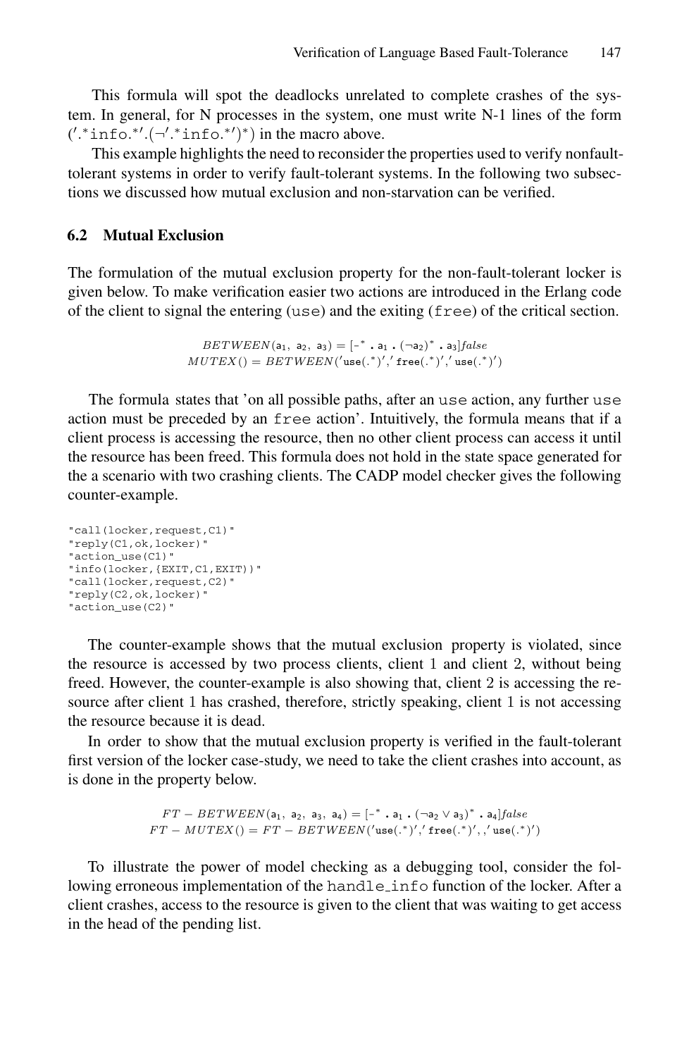This formula will spot the deadlocks unrelated to complete crashes of the system. In general, for N processes in the system, one must write N-1 lines of the form $('.^{*}\texttt{info}.^{*}'.(\neg'.^{*}\texttt{info}.^{*}')^{*})$ in the macro above.

This example highlights the need to reconsider the properties used to verify nonfault-tolerant systems in order to verify fault-tolerant systems. In the following two subsections we discussed how mutual exclusion and non-starvation can be verified.

### 6.2 Mutual Exclusion

The formulation of the mutual exclusion property for the non-fault-tolerant locker is given below. To make verification easier two actions are introduced in the Erlang code of the client to signal the entering (`use`) and the exiting (`free`) of the critical section.

$$BETWEEN(\mathtt{a}_1,\ \mathtt{a}_2,\ \mathtt{a}_3) = [\text{-}^{*}\ .\ \mathtt{a}_1\ .\ (\neg\mathtt{a}_2)^{*}\ .\ \mathtt{a}_3]false$$
$$MUTEX() = BETWEEN('\mathtt{use}(.^{*})', '\mathtt{free}(.^{*})', '\mathtt{use}(.^{*})')$$

The formula states that 'on all possible paths, after an `use` action, any further `use` action must be preceded by an `free` action'. Intuitively, the formula means that if a client process is accessing the resource, then no other client process can access it until the resource has been freed. This formula does not hold in the state space generated for the a scenario with two crashing clients. The CADP model checker gives the following counter-example.

```
"call(locker,request,C1)"
"reply(C1,ok,locker)"
"action_use(C1)"
"info(locker,{EXIT,C1,EXIT})"
"call(locker,request,C2)"
"reply(C2,ok,locker)"
"action_use(C2)"
```

The counter-example shows that the mutual exclusion property is violated, since the resource is accessed by two process clients, client 1 and client 2, without being freed. However, the counter-example is also showing that, client 2 is accessing the resource after client 1 has crashed, therefore, strictly speaking, client 1 is not accessing the resource because it is dead.

In order to show that the mutual exclusion property is verified in the fault-tolerant first version of the locker case-study, we need to take the client crashes into account, as is done in the property below.

$$FT-BETWEEN(\mathtt{a}_1,\ \mathtt{a}_2,\ \mathtt{a}_3,\ \mathtt{a}_4) = [\text{-}^{*}\ .\ \mathtt{a}_1\ .\ (\neg\mathtt{a}_2 \vee \mathtt{a}_3)^{*}\ .\ \mathtt{a}_4]false$$
$$FT-MUTEX() = FT-BETWEEN('\mathtt{use}(.^{*})', '\mathtt{free}(.^{*})', , '\mathtt{use}(.^{*})')$$

To illustrate the power of model checking as a debugging tool, consider the following erroneous implementation of the `handle_info` function of the locker. After a client crashes, access to the resource is given to the client that was waiting to get access in the head of the pending list.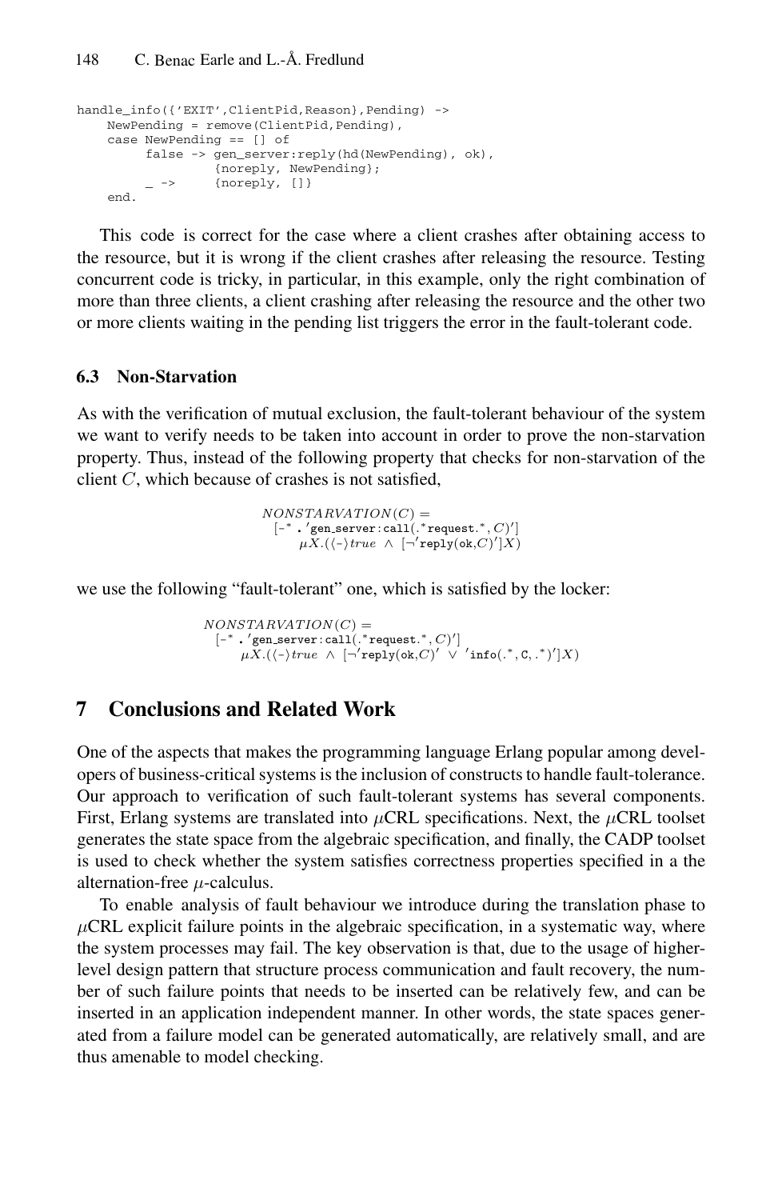```
handle_info({'EXIT',ClientPid,Reason},Pending) ->
    NewPending = remove(ClientPid,Pending),
    case NewPending == [] of
         false -> gen_server:reply(hd(NewPending), ok),
                  {noreply, NewPending};
         _ ->     {noreply, []}
    end.
```

This code is correct for the case where a client crashes after obtaining access to the resource, but it is wrong if the client crashes after releasing the resource. Testing concurrent code is tricky, in particular, in this example, only the right combination of more than three clients, a client crashing after releasing the resource and the other two or more clients waiting in the pending list triggers the error in the fault-tolerant code.

### 6.3 Non-Starvation

As with the verification of mutual exclusion, the fault-tolerant behaviour of the system we want to verify needs to be taken into account in order to prove the non-starvation property. Thus, instead of the following property that checks for non-starvation of the client $C$, which because of crashes is not satisfied,

$$
\begin{aligned}
&NONSTARVATION(C) = \\
&\quad [\text{-}^* \,.\, \text{'gen\_server:call}(.^*\text{request}.^*, C)\text{'}] \\
&\qquad \mu X.(\langle\text{-}\rangle true \;\wedge\; [\neg\text{'reply(ok,}C)\text{'}]X)
\end{aligned}
$$

we use the following "fault-tolerant" one, which is satisfied by the locker:

$$
\begin{aligned}
&NONSTARVATION(C) = \\
&\quad [\text{-}^* \,.\, \text{'gen\_server:call}(.^*\text{request}.^*, C)\text{'}] \\
&\qquad \mu X.(\langle\text{-}\rangle true \;\wedge\; [\neg\text{'reply(ok,}C)\text{'} \;\vee\; \text{'info}(.^*, \text{C}, .^*)\text{'}]X)
\end{aligned}
$$

## 7 Conclusions and Related Work

One of the aspects that makes the programming language Erlang popular among developers of business-critical systems is the inclusion of constructs to handle fault-tolerance. Our approach to verification of such fault-tolerant systems has several components. First, Erlang systems are translated into $\mu$CRL specifications. Next, the $\mu$CRL toolset generates the state space from the algebraic specification, and finally, the CADP toolset is used to check whether the system satisfies correctness properties specified in a the alternation-free $\mu$-calculus.

To enable analysis of fault behaviour we introduce during the translation phase to $\mu$CRL explicit failure points in the algebraic specification, in a systematic way, where the system processes may fail. The key observation is that, due to the usage of higher-level design pattern that structure process communication and fault recovery, the number of such failure points that needs to be inserted can be relatively few, and can be inserted in an application independent manner. In other words, the state spaces generated from a failure model can be generated automatically, are relatively small, and are thus amenable to model checking.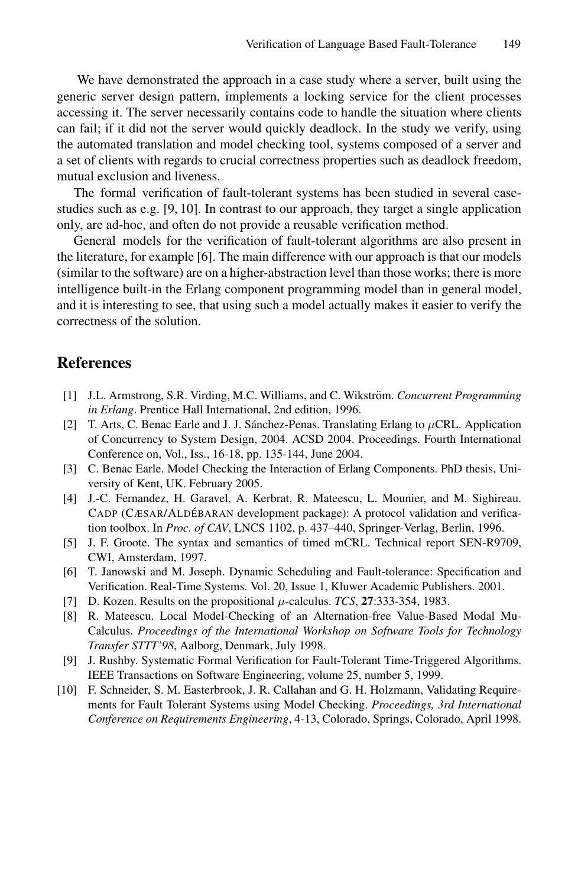We have demonstrated the approach in a case study where a server, built using the generic server design pattern, implements a locking service for the client processes accessing it. The server necessarily contains code to handle the situation where clients can fail; if it did not the server would quickly deadlock. In the study we verify, using the automated translation and model checking tool, systems composed of a server and a set of clients with regards to crucial correctness properties such as deadlock freedom, mutual exclusion and liveness.

The formal verification of fault-tolerant systems has been studied in several case-studies such as e.g. [9, 10]. In contrast to our approach, they target a single application only, are ad-hoc, and often do not provide a reusable verification method.

General models for the verification of fault-tolerant algorithms are also present in the literature, for example [6]. The main difference with our approach is that our models (similar to the software) are on a higher-abstraction level than those works; there is more intelligence built-in the Erlang component programming model than in general model, and it is interesting to see, that using such a model actually makes it easier to verify the correctness of the solution.

## References

[1] J.L. Armstrong, S.R. Virding, M.C. Williams, and C. Wikström. *Concurrent Programming in Erlang*. Prentice Hall International, 2nd edition, 1996.

[2] T. Arts, C. Benac Earle and J. J. Sánchez-Penas. Translating Erlang to $\mu$CRL. Application of Concurrency to System Design, 2004. ACSD 2004. Proceedings. Fourth International Conference on, Vol., Iss., 16-18, pp. 135-144, June 2004.

[3] C. Benac Earle. Model Checking the Interaction of Erlang Components. PhD thesis, University of Kent, UK. February 2005.

[4] J.-C. Fernandez, H. Garavel, A. Kerbrat, R. Mateescu, L. Mounier, and M. Sighireau. CADP (CÆSAR/ALDÉBARAN development package): A protocol validation and verification toolbox. In *Proc. of CAV*, LNCS 1102, p. 437–440, Springer-Verlag, Berlin, 1996.

[5] J. F. Groote. The syntax and semantics of timed mCRL. Technical report SEN-R9709, CWI, Amsterdam, 1997.

[6] T. Janowski and M. Joseph. Dynamic Scheduling and Fault-tolerance: Specification and Verification. Real-Time Systems. Vol. 20, Issue 1, Kluwer Academic Publishers. 2001.

[7] D. Kozen. Results on the propositional $\mu$-calculus. *TCS*, **27**:333-354, 1983.

[8] R. Mateescu. Local Model-Checking of an Alternation-free Value-Based Modal Mu-Calculus. *Proceedings of the International Workshop on Software Tools for Technology Transfer STTT'98*, Aalborg, Denmark, July 1998.

[9] J. Rushby. Systematic Formal Verification for Fault-Tolerant Time-Triggered Algorithms. IEEE Transactions on Software Engineering, volume 25, number 5, 1999.

[10] F. Schneider, S. M. Easterbrook, J. R. Callahan and G. H. Holzmann, Validating Requirements for Fault Tolerant Systems using Model Checking. *Proceedings, 3rd International Conference on Requirements Engineering*, 4-13, Colorado, Springs, Colorado, April 1998.